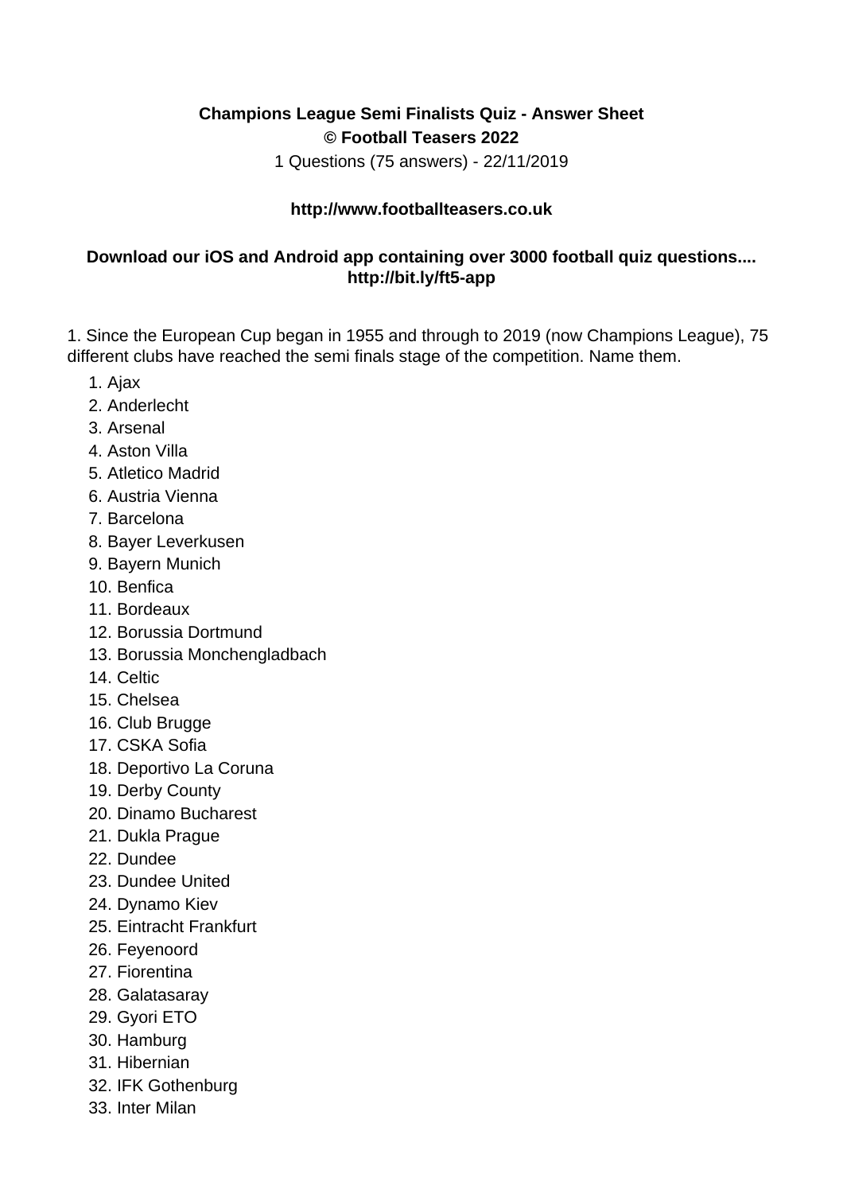**Champions League Semi Finalists Quiz - Answer Sheet**
**© Football Teasers 2022**

1 Questions (75 answers) - 22/11/2019

**http://www.footballteasers.co.uk**

**Download our iOS and Android app containing over 3000 football quiz questions....**
**http://bit.ly/ft5-app**

1. Since the European Cup began in 1955 and through to 2019 (now Champions League), 75 different clubs have reached the semi finals stage of the competition. Name them.

1. Ajax
2. Anderlecht
3. Arsenal
4. Aston Villa
5. Atletico Madrid
6. Austria Vienna
7. Barcelona
8. Bayer Leverkusen
9. Bayern Munich
10. Benfica
11. Bordeaux
12. Borussia Dortmund
13. Borussia Monchengladbach
14. Celtic
15. Chelsea
16. Club Brugge
17. CSKA Sofia
18. Deportivo La Coruna
19. Derby County
20. Dinamo Bucharest
21. Dukla Prague
22. Dundee
23. Dundee United
24. Dynamo Kiev
25. Eintracht Frankfurt
26. Feyenoord
27. Fiorentina
28. Galatasaray
29. Gyori ETO
30. Hamburg
31. Hibernian
32. IFK Gothenburg
33. Inter Milan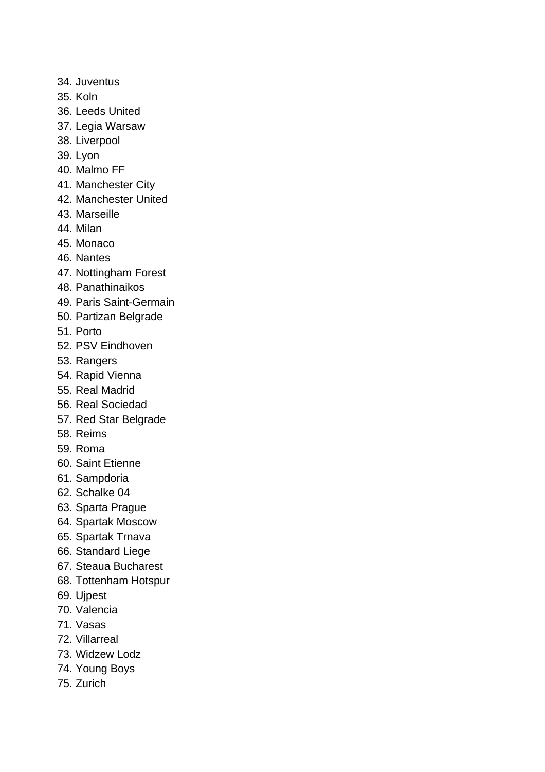34. Juventus
35. Koln
36. Leeds United
37. Legia Warsaw
38. Liverpool
39. Lyon
40. Malmo FF
41. Manchester City
42. Manchester United
43. Marseille
44. Milan
45. Monaco
46. Nantes
47. Nottingham Forest
48. Panathinaikos
49. Paris Saint-Germain
50. Partizan Belgrade
51. Porto
52. PSV Eindhoven
53. Rangers
54. Rapid Vienna
55. Real Madrid
56. Real Sociedad
57. Red Star Belgrade
58. Reims
59. Roma
60. Saint Etienne
61. Sampdoria
62. Schalke 04
63. Sparta Prague
64. Spartak Moscow
65. Spartak Trnava
66. Standard Liege
67. Steaua Bucharest
68. Tottenham Hotspur
69. Ujpest
70. Valencia
71. Vasas
72. Villarreal
73. Widzew Lodz
74. Young Boys
75. Zurich